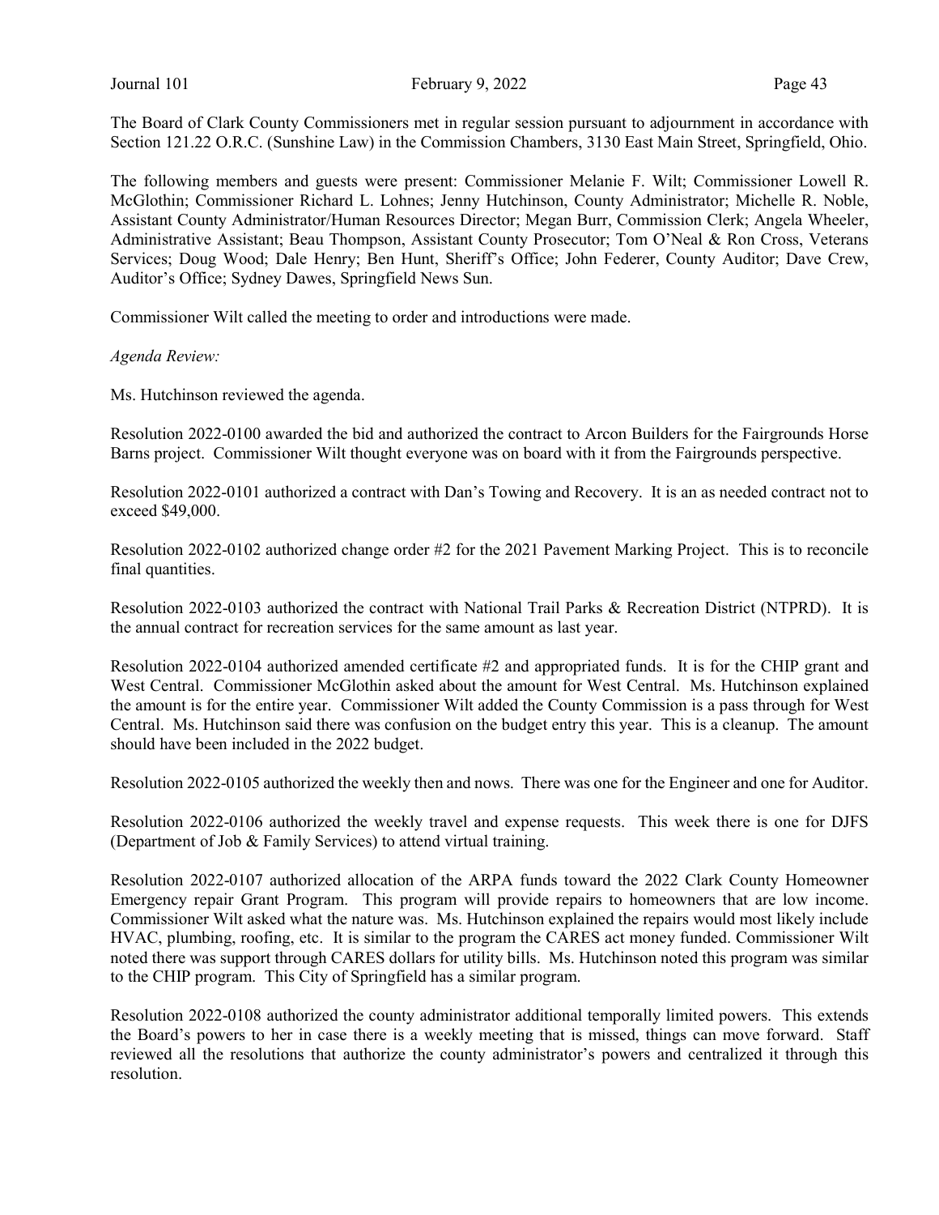The Board of Clark County Commissioners met in regular session pursuant to adjournment in accordance with Section 121.22 O.R.C. (Sunshine Law) in the Commission Chambers, 3130 East Main Street, Springfield, Ohio.

The following members and guests were present: Commissioner Melanie F. Wilt; Commissioner Lowell R. McGlothin; Commissioner Richard L. Lohnes; Jenny Hutchinson, County Administrator; Michelle R. Noble, Assistant County Administrator/Human Resources Director; Megan Burr, Commission Clerk; Angela Wheeler, Administrative Assistant; Beau Thompson, Assistant County Prosecutor; Tom O'Neal & Ron Cross, Veterans Services; Doug Wood; Dale Henry; Ben Hunt, Sheriff's Office; John Federer, County Auditor; Dave Crew, Auditor's Office; Sydney Dawes, Springfield News Sun.

Commissioner Wilt called the meeting to order and introductions were made.

*Agenda Review:*

Ms. Hutchinson reviewed the agenda.

Resolution 2022-0100 awarded the bid and authorized the contract to Arcon Builders for the Fairgrounds Horse Barns project. Commissioner Wilt thought everyone was on board with it from the Fairgrounds perspective.

Resolution 2022-0101 authorized a contract with Dan's Towing and Recovery. It is an as needed contract not to exceed $49,000.

Resolution 2022-0102 authorized change order #2 for the 2021 Pavement Marking Project. This is to reconcile final quantities.

Resolution 2022-0103 authorized the contract with National Trail Parks & Recreation District (NTPRD). It is the annual contract for recreation services for the same amount as last year.

Resolution 2022-0104 authorized amended certificate #2 and appropriated funds. It is for the CHIP grant and West Central. Commissioner McGlothin asked about the amount for West Central. Ms. Hutchinson explained the amount is for the entire year. Commissioner Wilt added the County Commission is a pass through for West Central. Ms. Hutchinson said there was confusion on the budget entry this year. This is a cleanup. The amount should have been included in the 2022 budget.

Resolution 2022-0105 authorized the weekly then and nows. There was one for the Engineer and one for Auditor.

Resolution 2022-0106 authorized the weekly travel and expense requests. This week there is one for DJFS (Department of Job & Family Services) to attend virtual training.

Resolution 2022-0107 authorized allocation of the ARPA funds toward the 2022 Clark County Homeowner Emergency repair Grant Program. This program will provide repairs to homeowners that are low income. Commissioner Wilt asked what the nature was. Ms. Hutchinson explained the repairs would most likely include HVAC, plumbing, roofing, etc. It is similar to the program the CARES act money funded. Commissioner Wilt noted there was support through CARES dollars for utility bills. Ms. Hutchinson noted this program was similar to the CHIP program. This City of Springfield has a similar program.

Resolution 2022-0108 authorized the county administrator additional temporally limited powers. This extends the Board's powers to her in case there is a weekly meeting that is missed, things can move forward. Staff reviewed all the resolutions that authorize the county administrator's powers and centralized it through this resolution.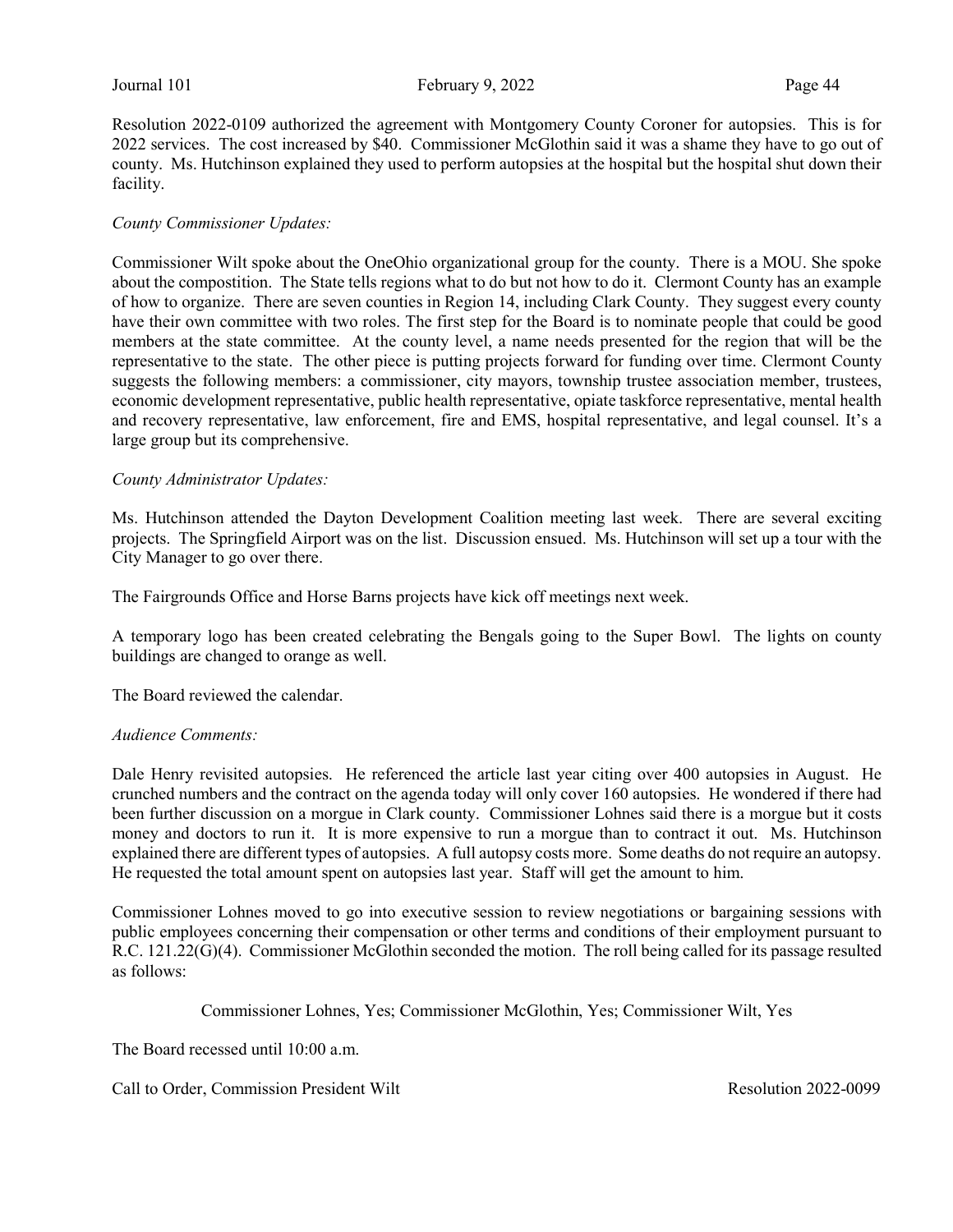Resolution 2022-0109 authorized the agreement with Montgomery County Coroner for autopsies. This is for 2022 services. The cost increased by $40. Commissioner McGlothin said it was a shame they have to go out of county. Ms. Hutchinson explained they used to perform autopsies at the hospital but the hospital shut down their facility.

*County Commissioner Updates:*

Commissioner Wilt spoke about the OneOhio organizational group for the county. There is a MOU. She spoke about the compostition. The State tells regions what to do but not how to do it. Clermont County has an example of how to organize. There are seven counties in Region 14, including Clark County. They suggest every county have their own committee with two roles. The first step for the Board is to nominate people that could be good members at the state committee. At the county level, a name needs presented for the region that will be the representative to the state. The other piece is putting projects forward for funding over time. Clermont County suggests the following members: a commissioner, city mayors, township trustee association member, trustees, economic development representative, public health representative, opiate taskforce representative, mental health and recovery representative, law enforcement, fire and EMS, hospital representative, and legal counsel. It's a large group but its comprehensive.

*County Administrator Updates:*

Ms. Hutchinson attended the Dayton Development Coalition meeting last week. There are several exciting projects. The Springfield Airport was on the list. Discussion ensued. Ms. Hutchinson will set up a tour with the City Manager to go over there.

The Fairgrounds Office and Horse Barns projects have kick off meetings next week.

A temporary logo has been created celebrating the Bengals going to the Super Bowl. The lights on county buildings are changed to orange as well.

The Board reviewed the calendar.

*Audience Comments:*

Dale Henry revisited autopsies. He referenced the article last year citing over 400 autopsies in August. He crunched numbers and the contract on the agenda today will only cover 160 autopsies. He wondered if there had been further discussion on a morgue in Clark county. Commissioner Lohnes said there is a morgue but it costs money and doctors to run it. It is more expensive to run a morgue than to contract it out. Ms. Hutchinson explained there are different types of autopsies. A full autopsy costs more. Some deaths do not require an autopsy. He requested the total amount spent on autopsies last year. Staff will get the amount to him.

Commissioner Lohnes moved to go into executive session to review negotiations or bargaining sessions with public employees concerning their compensation or other terms and conditions of their employment pursuant to R.C. 121.22(G)(4). Commissioner McGlothin seconded the motion. The roll being called for its passage resulted as follows:

Commissioner Lohnes, Yes; Commissioner McGlothin, Yes; Commissioner Wilt, Yes

The Board recessed until 10:00 a.m.

Call to Order, Commission President Wilt — Resolution 2022-0099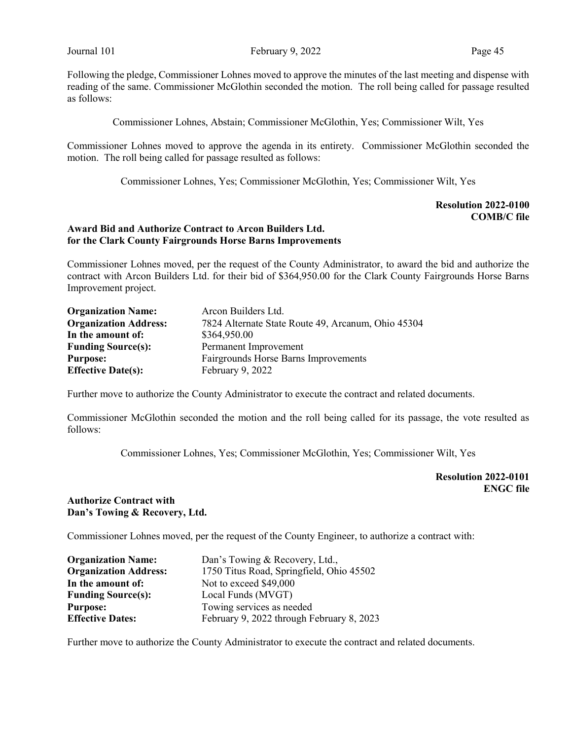Following the pledge, Commissioner Lohnes moved to approve the minutes of the last meeting and dispense with reading of the same. Commissioner McGlothin seconded the motion. The roll being called for passage resulted as follows:

Commissioner Lohnes, Abstain; Commissioner McGlothin, Yes; Commissioner Wilt, Yes

Commissioner Lohnes moved to approve the agenda in its entirety. Commissioner McGlothin seconded the motion. The roll being called for passage resulted as follows:

Commissioner Lohnes, Yes; Commissioner McGlothin, Yes; Commissioner Wilt, Yes

**Resolution 2022-0100**
**COMB/C file**

**Award Bid and Authorize Contract to Arcon Builders Ltd.**
**for the Clark County Fairgrounds Horse Barns Improvements**

Commissioner Lohnes moved, per the request of the County Administrator, to award the bid and authorize the contract with Arcon Builders Ltd. for their bid of $364,950.00 for the Clark County Fairgrounds Horse Barns Improvement project.

**Organization Name:** Arcon Builders Ltd.
**Organization Address:** 7824 Alternate State Route 49, Arcanum, Ohio 45304
**In the amount of:** $364,950.00
**Funding Source(s):** Permanent Improvement
**Purpose:** Fairgrounds Horse Barns Improvements
**Effective Date(s):** February 9, 2022

Further move to authorize the County Administrator to execute the contract and related documents.

Commissioner McGlothin seconded the motion and the roll being called for its passage, the vote resulted as follows:

Commissioner Lohnes, Yes; Commissioner McGlothin, Yes; Commissioner Wilt, Yes

**Resolution 2022-0101**
**ENGC file**

**Authorize Contract with**
**Dan's Towing & Recovery, Ltd.**

Commissioner Lohnes moved, per the request of the County Engineer, to authorize a contract with:

**Organization Name:** Dan's Towing & Recovery, Ltd.,
**Organization Address:** 1750 Titus Road, Springfield, Ohio 45502
**In the amount of:** Not to exceed $49,000
**Funding Source(s):** Local Funds (MVGT)
**Purpose:** Towing services as needed
**Effective Dates:** February 9, 2022 through February 8, 2023

Further move to authorize the County Administrator to execute the contract and related documents.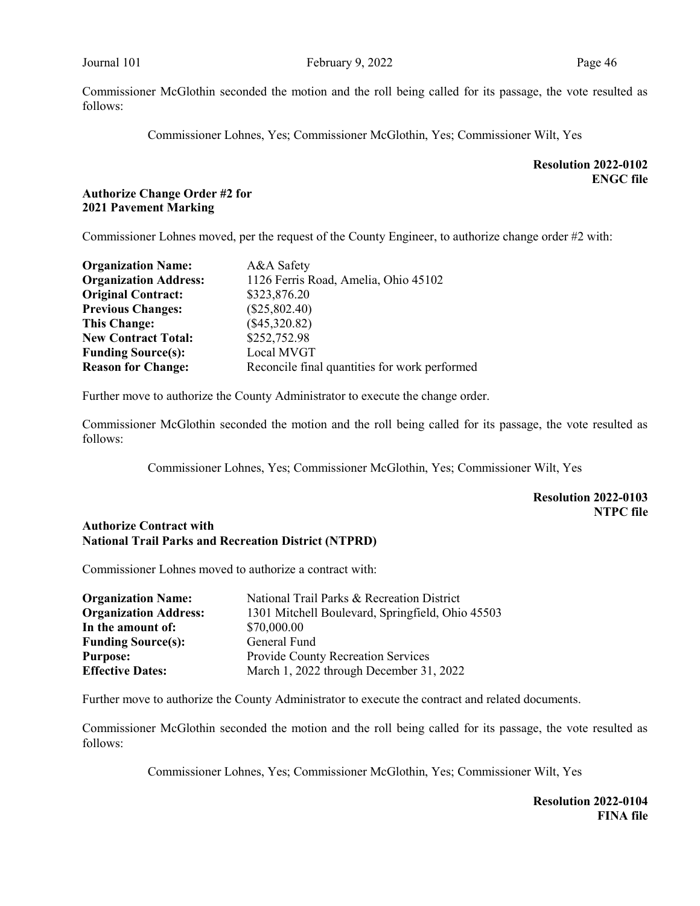Commissioner McGlothin seconded the motion and the roll being called for its passage, the vote resulted as follows:

Commissioner Lohnes, Yes; Commissioner McGlothin, Yes; Commissioner Wilt, Yes

**Resolution 2022-0102**
**ENGC file**

**Authorize Change Order #2 for 2021 Pavement Marking**

Commissioner Lohnes moved, per the request of the County Engineer, to authorize change order #2 with:

| | |
|---|---|
| **Organization Name:** | A&A Safety |
| **Organization Address:** | 1126 Ferris Road, Amelia, Ohio 45102 |
| **Original Contract:** | $323,876.20 |
| **Previous Changes:** | ($25,802.40) |
| **This Change:** | ($45,320.82) |
| **New Contract Total:** | $252,752.98 |
| **Funding Source(s):** | Local MVGT |
| **Reason for Change:** | Reconcile final quantities for work performed |

Further move to authorize the County Administrator to execute the change order.

Commissioner McGlothin seconded the motion and the roll being called for its passage, the vote resulted as follows:

Commissioner Lohnes, Yes; Commissioner McGlothin, Yes; Commissioner Wilt, Yes

**Resolution 2022-0103**
**NTPC file**

**Authorize Contract with National Trail Parks and Recreation District (NTPRD)**

Commissioner Lohnes moved to authorize a contract with:

| | |
|---|---|
| **Organization Name:** | National Trail Parks & Recreation District |
| **Organization Address:** | 1301 Mitchell Boulevard, Springfield, Ohio 45503 |
| **In the amount of:** | $70,000.00 |
| **Funding Source(s):** | General Fund |
| **Purpose:** | Provide County Recreation Services |
| **Effective Dates:** | March 1, 2022 through December 31, 2022 |

Further move to authorize the County Administrator to execute the contract and related documents.

Commissioner McGlothin seconded the motion and the roll being called for its passage, the vote resulted as follows:

Commissioner Lohnes, Yes; Commissioner McGlothin, Yes; Commissioner Wilt, Yes

**Resolution 2022-0104**
**FINA file**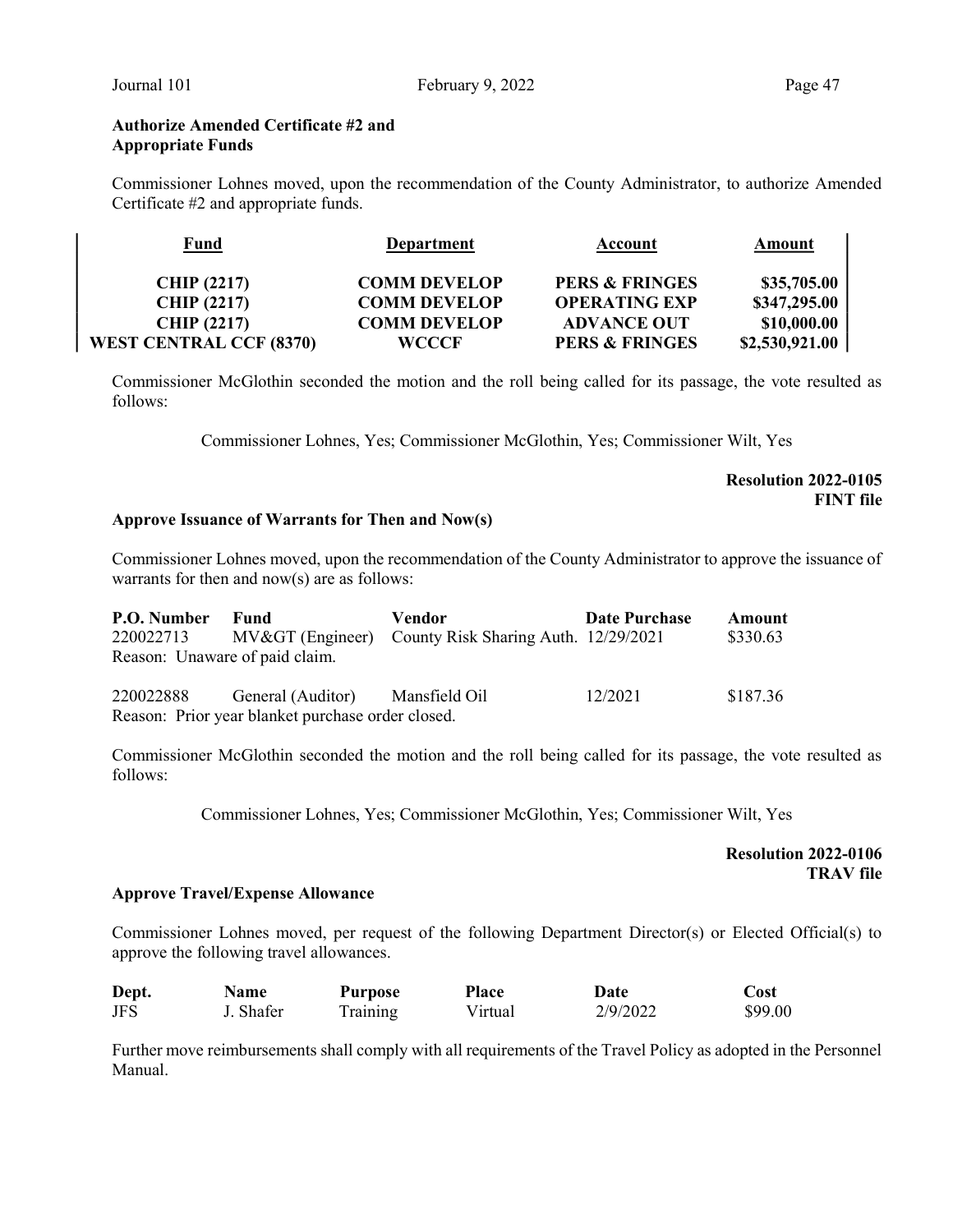**Authorize Amended Certificate #2 and Appropriate Funds**

Commissioner Lohnes moved, upon the recommendation of the County Administrator, to authorize Amended Certificate #2 and appropriate funds.

| Fund | Department | Account | Amount |
|---|---|---|---|
| CHIP (2217) | COMM DEVELOP | PERS & FRINGES | $35,705.00 |
| CHIP (2217) | COMM DEVELOP | OPERATING EXP | $347,295.00 |
| CHIP (2217) | COMM DEVELOP | ADVANCE OUT | $10,000.00 |
| WEST CENTRAL CCF (8370) | WCCCF | PERS & FRINGES | $2,530,921.00 |

Commissioner McGlothin seconded the motion and the roll being called for its passage, the vote resulted as follows:

Commissioner Lohnes, Yes; Commissioner McGlothin, Yes; Commissioner Wilt, Yes

**Resolution 2022-0105**
**FINT file**

**Approve Issuance of Warrants for Then and Now(s)**

Commissioner Lohnes moved, upon the recommendation of the County Administrator to approve the issuance of warrants for then and now(s) are as follows:

| P.O. Number | Fund | Vendor | Date Purchase | Amount |
|---|---|---|---|---|
| 220022713 | MV&GT (Engineer) | County Risk Sharing Auth. | 12/29/2021 | $330.63 |

Reason: Unaware of paid claim.

| P.O. Number | Fund | Vendor | Date Purchase | Amount |
|---|---|---|---|---|
| 220022888 | General (Auditor) | Mansfield Oil | 12/2021 | $187.36 |

Reason: Prior year blanket purchase order closed.

Commissioner McGlothin seconded the motion and the roll being called for its passage, the vote resulted as follows:

Commissioner Lohnes, Yes; Commissioner McGlothin, Yes; Commissioner Wilt, Yes

**Resolution 2022-0106**
**TRAV file**

**Approve Travel/Expense Allowance**

Commissioner Lohnes moved, per request of the following Department Director(s) or Elected Official(s) to approve the following travel allowances.

| Dept. | Name | Purpose | Place | Date | Cost |
|---|---|---|---|---|---|
| JFS | J. Shafer | Training | Virtual | 2/9/2022 | $99.00 |

Further move reimbursements shall comply with all requirements of the Travel Policy as adopted in the Personnel Manual.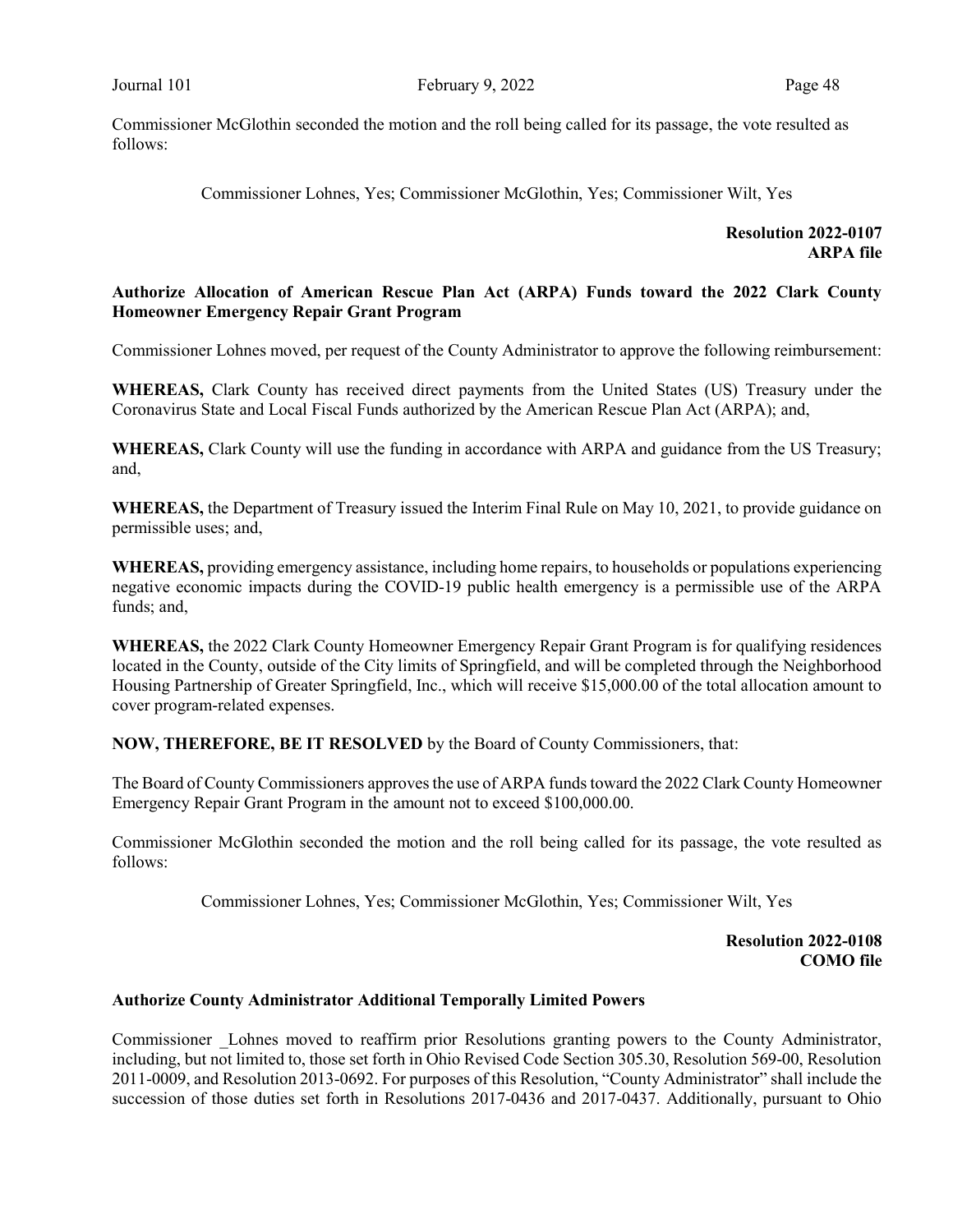Commissioner McGlothin seconded the motion and the roll being called for its passage, the vote resulted as follows:

Commissioner Lohnes, Yes; Commissioner McGlothin, Yes; Commissioner Wilt, Yes

**Resolution 2022-0107**
**ARPA file**

**Authorize Allocation of American Rescue Plan Act (ARPA) Funds toward the 2022 Clark County Homeowner Emergency Repair Grant Program**

Commissioner Lohnes moved, per request of the County Administrator to approve the following reimbursement:

**WHEREAS,** Clark County has received direct payments from the United States (US) Treasury under the Coronavirus State and Local Fiscal Funds authorized by the American Rescue Plan Act (ARPA); and,

**WHEREAS,** Clark County will use the funding in accordance with ARPA and guidance from the US Treasury; and,

**WHEREAS,** the Department of Treasury issued the Interim Final Rule on May 10, 2021, to provide guidance on permissible uses; and,

**WHEREAS,** providing emergency assistance, including home repairs, to households or populations experiencing negative economic impacts during the COVID-19 public health emergency is a permissible use of the ARPA funds; and,

**WHEREAS,** the 2022 Clark County Homeowner Emergency Repair Grant Program is for qualifying residences located in the County, outside of the City limits of Springfield, and will be completed through the Neighborhood Housing Partnership of Greater Springfield, Inc., which will receive $15,000.00 of the total allocation amount to cover program-related expenses.

**NOW, THEREFORE, BE IT RESOLVED** by the Board of County Commissioners, that:

The Board of County Commissioners approves the use of ARPA funds toward the 2022 Clark County Homeowner Emergency Repair Grant Program in the amount not to exceed $100,000.00.

Commissioner McGlothin seconded the motion and the roll being called for its passage, the vote resulted as follows:

Commissioner Lohnes, Yes; Commissioner McGlothin, Yes; Commissioner Wilt, Yes

**Resolution 2022-0108**
**COMO file**

**Authorize County Administrator Additional Temporally Limited Powers**

Commissioner _Lohnes moved to reaffirm prior Resolutions granting powers to the County Administrator, including, but not limited to, those set forth in Ohio Revised Code Section 305.30, Resolution 569-00, Resolution 2011-0009, and Resolution 2013-0692. For purposes of this Resolution, "County Administrator" shall include the succession of those duties set forth in Resolutions 2017-0436 and 2017-0437. Additionally, pursuant to Ohio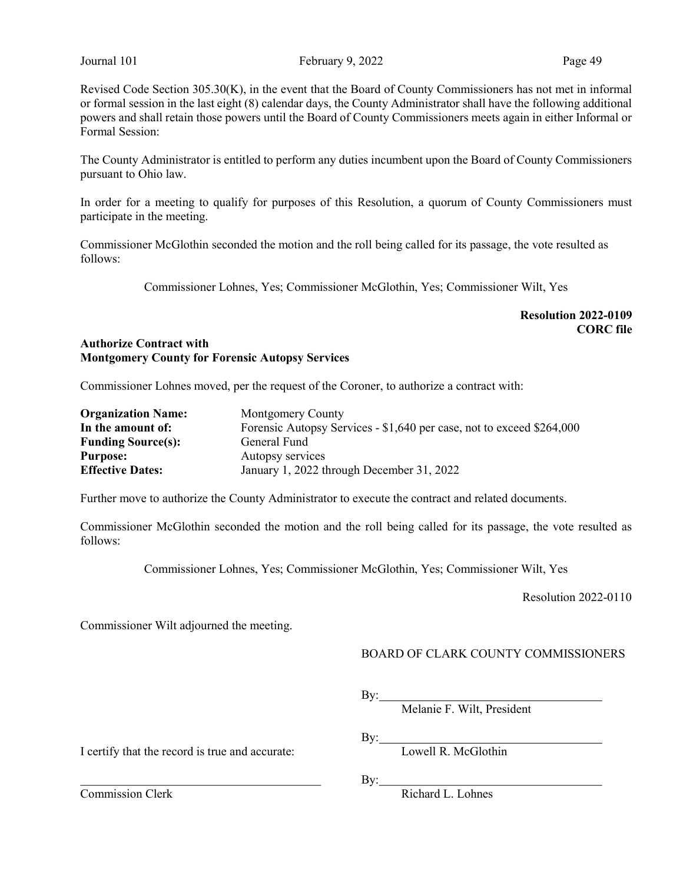Revised Code Section 305.30(K), in the event that the Board of County Commissioners has not met in informal or formal session in the last eight (8) calendar days, the County Administrator shall have the following additional powers and shall retain those powers until the Board of County Commissioners meets again in either Informal or Formal Session:

The County Administrator is entitled to perform any duties incumbent upon the Board of County Commissioners pursuant to Ohio law.

In order for a meeting to qualify for purposes of this Resolution, a quorum of County Commissioners must participate in the meeting.

Commissioner McGlothin seconded the motion and the roll being called for its passage, the vote resulted as follows:

Commissioner Lohnes, Yes; Commissioner McGlothin, Yes; Commissioner Wilt, Yes

**Resolution 2022-0109**
**CORC file**

**Authorize Contract with**
**Montgomery County for Forensic Autopsy Services**

Commissioner Lohnes moved, per the request of the Coroner, to authorize a contract with:

| | |
|---|---|
| **Organization Name:** | Montgomery County |
| **In the amount of:** | Forensic Autopsy Services - $1,640 per case, not to exceed $264,000 |
| **Funding Source(s):** | General Fund |
| **Purpose:** | Autopsy services |
| **Effective Dates:** | January 1, 2022 through December 31, 2022 |

Further move to authorize the County Administrator to execute the contract and related documents.

Commissioner McGlothin seconded the motion and the roll being called for its passage, the vote resulted as follows:

Commissioner Lohnes, Yes; Commissioner McGlothin, Yes; Commissioner Wilt, Yes

Resolution 2022-0110

Commissioner Wilt adjourned the meeting.

BOARD OF CLARK COUNTY COMMISSIONERS

By:\_\_\_\_\_\_\_\_\_\_\_\_\_\_\_\_\_\_\_\_\_\_\_\_\_\_\_\_\_\_\_\_\_\_\_\_
Melanie F. Wilt, President

By:\_\_\_\_\_\_\_\_\_\_\_\_\_\_\_\_\_\_\_\_\_\_\_\_\_\_\_\_\_\_\_\_\_\_\_\_
Lowell R. McGlothin

I certify that the record is true and accurate:

\_\_\_\_\_\_\_\_\_\_\_\_\_\_\_\_\_\_\_\_\_\_\_\_\_\_\_\_\_\_\_\_\_\_\_\_\_\_\_\_
Commission Clerk

By:\_\_\_\_\_\_\_\_\_\_\_\_\_\_\_\_\_\_\_\_\_\_\_\_\_\_\_\_\_\_\_\_\_\_\_\_
Richard L. Lohnes